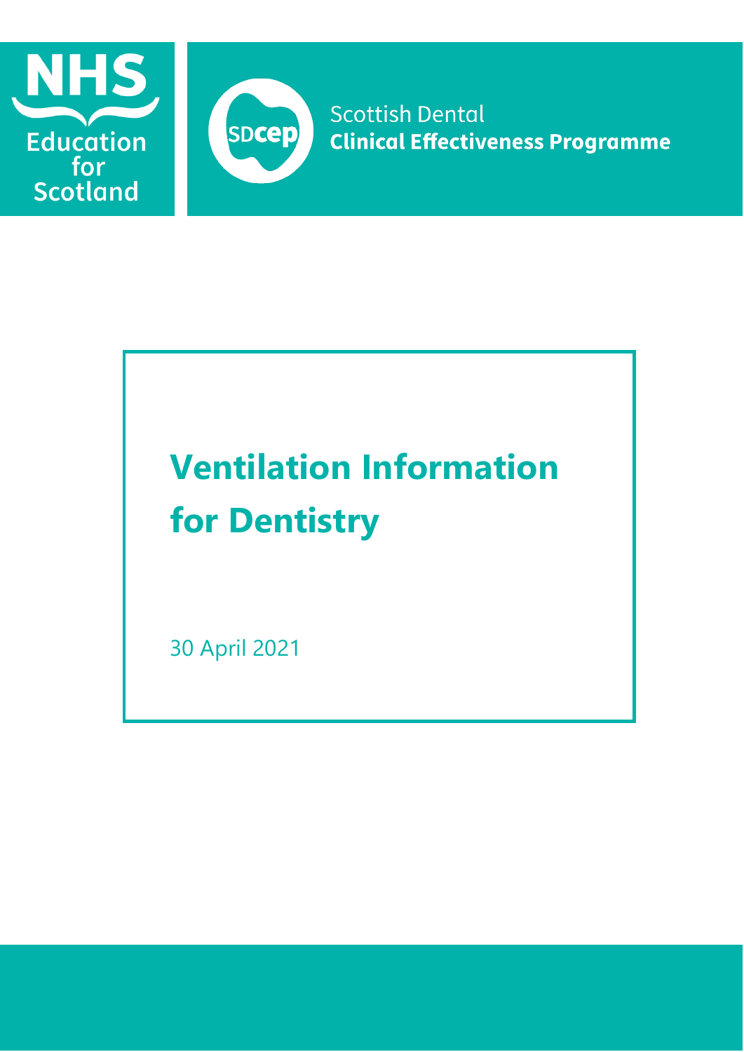NHS Education for Scotland

SDcep Scottish Dental **Clinical Effectiveness Programme**

# Ventilation Information for Dentistry

30 April 2021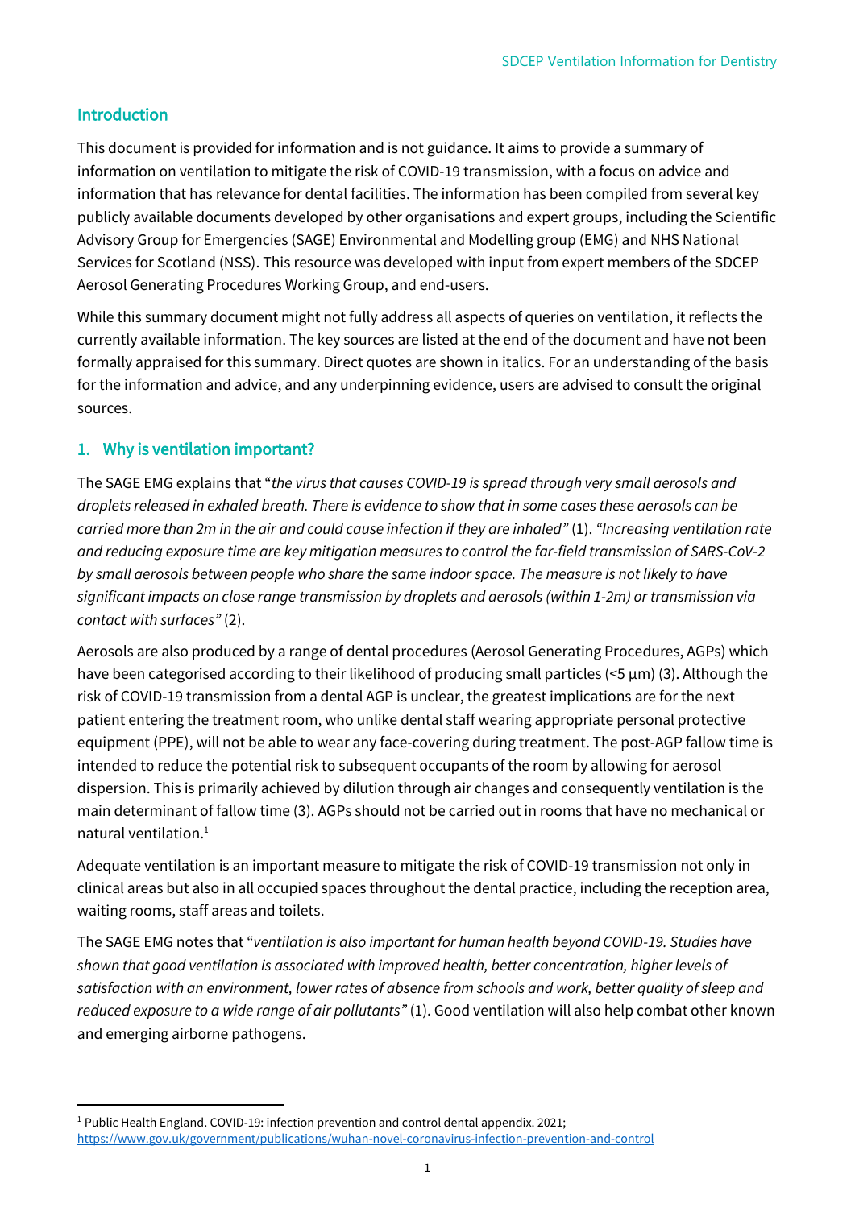## Introduction

This document is provided for information and is not guidance. It aims to provide a summary of information on ventilation to mitigate the risk of COVID-19 transmission, with a focus on advice and information that has relevance for dental facilities. The information has been compiled from several key publicly available documents developed by other organisations and expert groups, including the Scientific Advisory Group for Emergencies (SAGE) Environmental and Modelling group (EMG) and NHS National Services for Scotland (NSS). This resource was developed with input from expert members of the SDCEP Aerosol Generating Procedures Working Group, and end-users.

While this summary document might not fully address all aspects of queries on ventilation, it reflects the currently available information. The key sources are listed at the end of the document and have not been formally appraised for this summary. Direct quotes are shown in italics. For an understanding of the basis for the information and advice, and any underpinning evidence, users are advised to consult the original sources.

## 1. Why is ventilation important?

The SAGE EMG explains that "*the virus that causes COVID-19 is spread through very small aerosols and droplets released in exhaled breath. There is evidence to show that in some cases these aerosols can be carried more than 2m in the air and could cause infection if they are inhaled*" (1). *"Increasing ventilation rate and reducing exposure time are key mitigation measures to control the far-field transmission of SARS-CoV-2 by small aerosols between people who share the same indoor space. The measure is not likely to have significant impacts on close range transmission by droplets and aerosols (within 1-2m) or transmission via contact with surfaces"* (2).

Aerosols are also produced by a range of dental procedures (Aerosol Generating Procedures, AGPs) which have been categorised according to their likelihood of producing small particles (<5 µm) (3). Although the risk of COVID-19 transmission from a dental AGP is unclear, the greatest implications are for the next patient entering the treatment room, who unlike dental staff wearing appropriate personal protective equipment (PPE), will not be able to wear any face-covering during treatment. The post-AGP fallow time is intended to reduce the potential risk to subsequent occupants of the room by allowing for aerosol dispersion. This is primarily achieved by dilution through air changes and consequently ventilation is the main determinant of fallow time (3). AGPs should not be carried out in rooms that have no mechanical or natural ventilation.[1]

Adequate ventilation is an important measure to mitigate the risk of COVID-19 transmission not only in clinical areas but also in all occupied spaces throughout the dental practice, including the reception area, waiting rooms, staff areas and toilets.

The SAGE EMG notes that "*ventilation is also important for human health beyond COVID-19. Studies have shown that good ventilation is associated with improved health, better concentration, higher levels of satisfaction with an environment, lower rates of absence from schools and work, better quality of sleep and reduced exposure to a wide range of air pollutants*" (1). Good ventilation will also help combat other known and emerging airborne pathogens.

---

[1] Public Health England. COVID-19: infection prevention and control dental appendix. 2021; https://www.gov.uk/government/publications/wuhan-novel-coronavirus-infection-prevention-and-control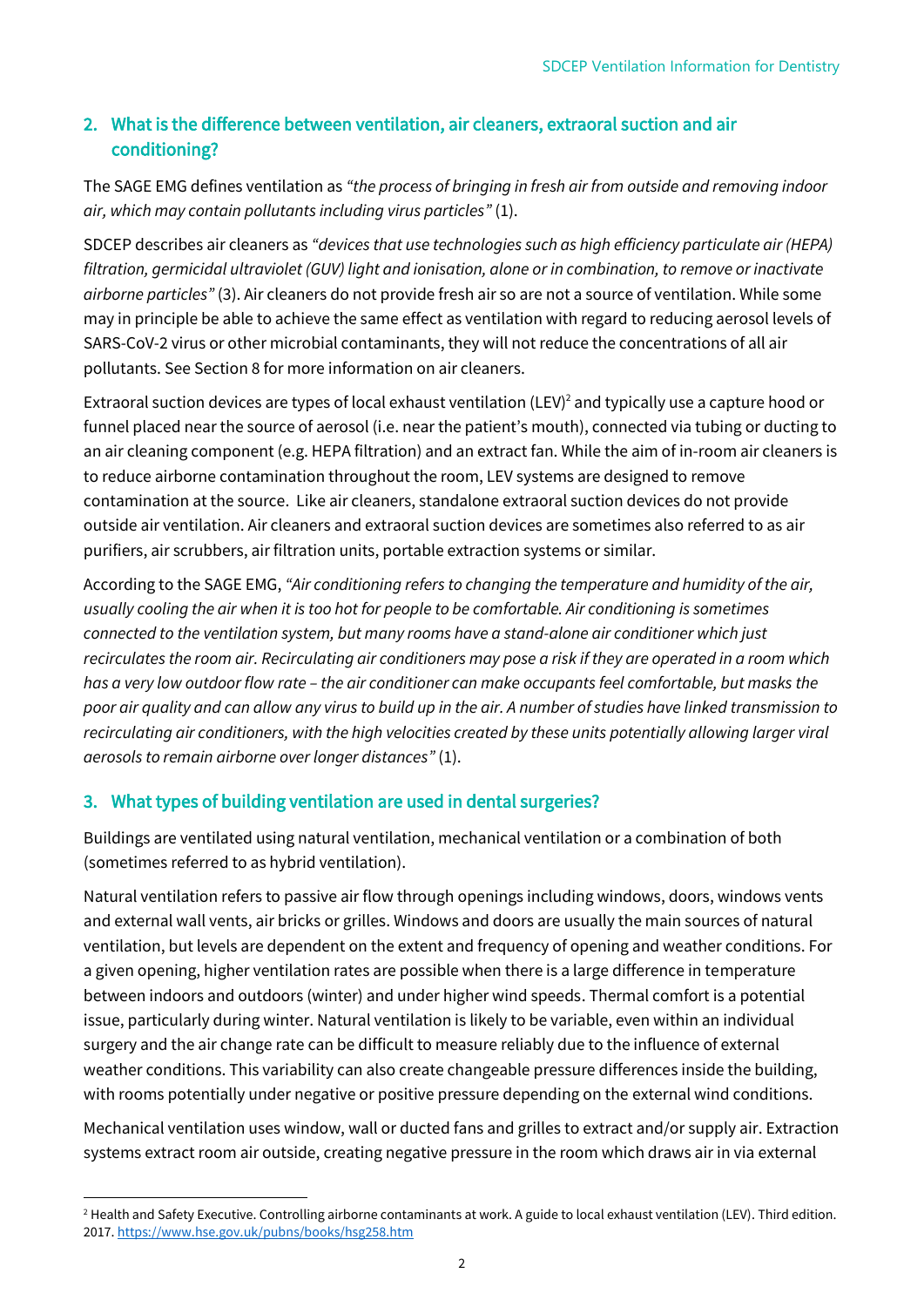## 2. What is the difference between ventilation, air cleaners, extraoral suction and air conditioning?

The SAGE EMG defines ventilation as *"the process of bringing in fresh air from outside and removing indoor air, which may contain pollutants including virus particles"* (1).

SDCEP describes air cleaners as *"devices that use technologies such as high efficiency particulate air (HEPA) filtration, germicidal ultraviolet (GUV) light and ionisation, alone or in combination, to remove or inactivate airborne particles"* (3). Air cleaners do not provide fresh air so are not a source of ventilation. While some may in principle be able to achieve the same effect as ventilation with regard to reducing aerosol levels of SARS-CoV-2 virus or other microbial contaminants, they will not reduce the concentrations of all air pollutants. See Section 8 for more information on air cleaners.

Extraoral suction devices are types of local exhaust ventilation (LEV)[2] and typically use a capture hood or funnel placed near the source of aerosol (i.e. near the patient's mouth), connected via tubing or ducting to an air cleaning component (e.g. HEPA filtration) and an extract fan. While the aim of in-room air cleaners is to reduce airborne contamination throughout the room, LEV systems are designed to remove contamination at the source. Like air cleaners, standalone extraoral suction devices do not provide outside air ventilation. Air cleaners and extraoral suction devices are sometimes also referred to as air purifiers, air scrubbers, air filtration units, portable extraction systems or similar.

According to the SAGE EMG, *"Air conditioning refers to changing the temperature and humidity of the air, usually cooling the air when it is too hot for people to be comfortable. Air conditioning is sometimes connected to the ventilation system, but many rooms have a stand-alone air conditioner which just recirculates the room air. Recirculating air conditioners may pose a risk if they are operated in a room which has a very low outdoor flow rate – the air conditioner can make occupants feel comfortable, but masks the poor air quality and can allow any virus to build up in the air. A number of studies have linked transmission to recirculating air conditioners, with the high velocities created by these units potentially allowing larger viral aerosols to remain airborne over longer distances"* (1).

## 3. What types of building ventilation are used in dental surgeries?

Buildings are ventilated using natural ventilation, mechanical ventilation or a combination of both (sometimes referred to as hybrid ventilation).

Natural ventilation refers to passive air flow through openings including windows, doors, windows vents and external wall vents, air bricks or grilles. Windows and doors are usually the main sources of natural ventilation, but levels are dependent on the extent and frequency of opening and weather conditions. For a given opening, higher ventilation rates are possible when there is a large difference in temperature between indoors and outdoors (winter) and under higher wind speeds. Thermal comfort is a potential issue, particularly during winter. Natural ventilation is likely to be variable, even within an individual surgery and the air change rate can be difficult to measure reliably due to the influence of external weather conditions. This variability can also create changeable pressure differences inside the building, with rooms potentially under negative or positive pressure depending on the external wind conditions.

Mechanical ventilation uses window, wall or ducted fans and grilles to extract and/or supply air. Extraction systems extract room air outside, creating negative pressure in the room which draws air in via external

---

[2] Health and Safety Executive. Controlling airborne contaminants at work. A guide to local exhaust ventilation (LEV). Third edition. 2017. https://www.hse.gov.uk/pubns/books/hsg258.htm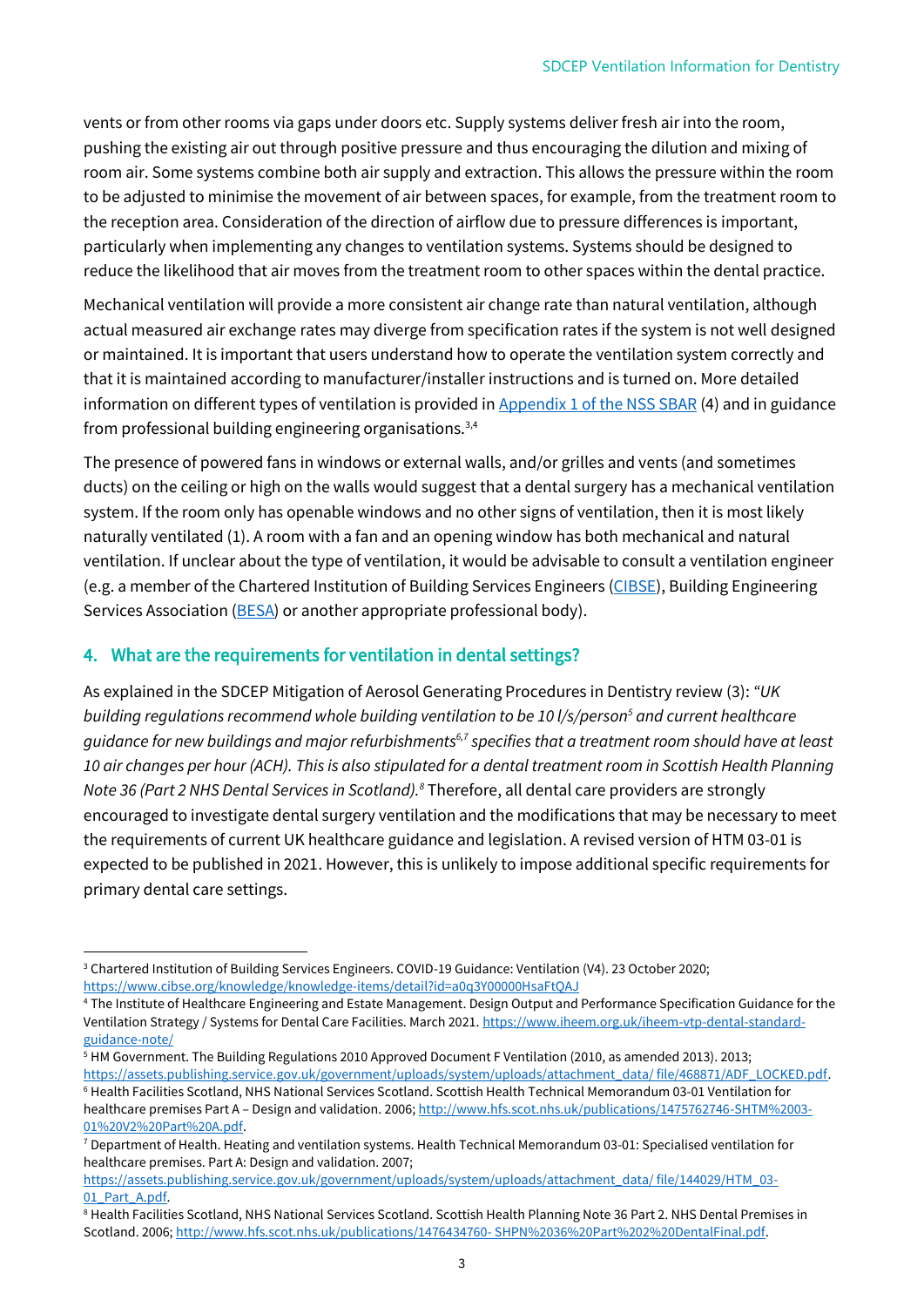vents or from other rooms via gaps under doors etc. Supply systems deliver fresh air into the room, pushing the existing air out through positive pressure and thus encouraging the dilution and mixing of room air. Some systems combine both air supply and extraction. This allows the pressure within the room to be adjusted to minimise the movement of air between spaces, for example, from the treatment room to the reception area. Consideration of the direction of airflow due to pressure differences is important, particularly when implementing any changes to ventilation systems. Systems should be designed to reduce the likelihood that air moves from the treatment room to other spaces within the dental practice.

Mechanical ventilation will provide a more consistent air change rate than natural ventilation, although actual measured air exchange rates may diverge from specification rates if the system is not well designed or maintained. It is important that users understand how to operate the ventilation system correctly and that it is maintained according to manufacturer/installer instructions and is turned on. More detailed information on different types of ventilation is provided in [Appendix 1 of the NSS SBAR](#) (4) and in guidance from professional building engineering organisations.[3,4]

The presence of powered fans in windows or external walls, and/or grilles and vents (and sometimes ducts) on the ceiling or high on the walls would suggest that a dental surgery has a mechanical ventilation system. If the room only has openable windows and no other signs of ventilation, then it is most likely naturally ventilated (1). A room with a fan and an opening window has both mechanical and natural ventilation. If unclear about the type of ventilation, it would be advisable to consult a ventilation engineer (e.g. a member of the Chartered Institution of Building Services Engineers ([CIBSE](#)), Building Engineering Services Association ([BESA](#)) or another appropriate professional body).

## 4. What are the requirements for ventilation in dental settings?

As explained in the SDCEP Mitigation of Aerosol Generating Procedures in Dentistry review (3): *"UK building regulations recommend whole building ventilation to be 10 l/s/person[5] and current healthcare guidance for new buildings and major refurbishments[6,7] specifies that a treatment room should have at least 10 air changes per hour (ACH). This is also stipulated for a dental treatment room in Scottish Health Planning Note 36 (Part 2 NHS Dental Services in Scotland).[8]"* Therefore, all dental care providers are strongly encouraged to investigate dental surgery ventilation and the modifications that may be necessary to meet the requirements of current UK healthcare guidance and legislation. A revised version of HTM 03-01 is expected to be published in 2021. However, this is unlikely to impose additional specific requirements for primary dental care settings.

---

[3] Chartered Institution of Building Services Engineers. COVID-19 Guidance: Ventilation (V4). 23 October 2020; https://www.cibse.org/knowledge/knowledge-items/detail?id=a0q3Y00000HsaFtQAJ

[4] The Institute of Healthcare Engineering and Estate Management. Design Output and Performance Specification Guidance for the Ventilation Strategy / Systems for Dental Care Facilities. March 2021. https://www.iheem.org.uk/iheem-vtp-dental-standard-guidance-note/

[5] HM Government. The Building Regulations 2010 Approved Document F Ventilation (2010, as amended 2013). 2013; https://assets.publishing.service.gov.uk/government/uploads/system/uploads/attachment_data/ file/468871/ADF_LOCKED.pdf.

[6] Health Facilities Scotland, NHS National Services Scotland. Scottish Health Technical Memorandum 03-01 Ventilation for healthcare premises Part A – Design and validation. 2006; http://www.hfs.scot.nhs.uk/publications/1475762746-SHTM%2003-01%20V2%20Part%20A.pdf.

[7] Department of Health. Heating and ventilation systems. Health Technical Memorandum 03-01: Specialised ventilation for healthcare premises. Part A: Design and validation. 2007; https://assets.publishing.service.gov.uk/government/uploads/system/uploads/attachment_data/ file/144029/HTM_03-01_Part_A.pdf.

[8] Health Facilities Scotland, NHS National Services Scotland. Scottish Health Planning Note 36 Part 2. NHS Dental Premises in Scotland. 2006; http://www.hfs.scot.nhs.uk/publications/1476434760- SHPN%2036%20Part%202%20DentalFinal.pdf.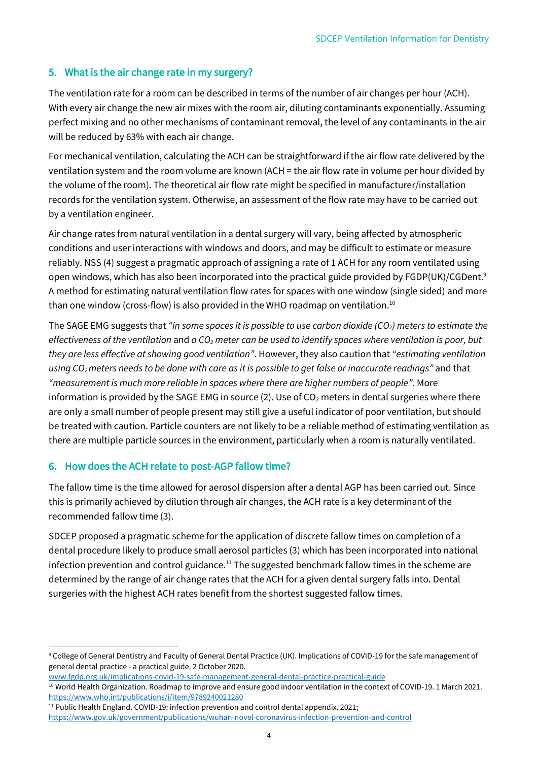## 5. What is the air change rate in my surgery?

The ventilation rate for a room can be described in terms of the number of air changes per hour (ACH). With every air change the new air mixes with the room air, diluting contaminants exponentially. Assuming perfect mixing and no other mechanisms of contaminant removal, the level of any contaminants in the air will be reduced by 63% with each air change.

For mechanical ventilation, calculating the ACH can be straightforward if the air flow rate delivered by the ventilation system and the room volume are known (ACH = the air flow rate in volume per hour divided by the volume of the room). The theoretical air flow rate might be specified in manufacturer/installation records for the ventilation system. Otherwise, an assessment of the flow rate may have to be carried out by a ventilation engineer.

Air change rates from natural ventilation in a dental surgery will vary, being affected by atmospheric conditions and user interactions with windows and doors, and may be difficult to estimate or measure reliably. NSS (4) suggest a pragmatic approach of assigning a rate of 1 ACH for any room ventilated using open windows, which has also been incorporated into the practical guide provided by FGDP(UK)/CGDent.[9] A method for estimating natural ventilation flow rates for spaces with one window (single sided) and more than one window (cross-flow) is also provided in the WHO roadmap on ventilation.[10]

The SAGE EMG suggests that *"in some spaces it is possible to use carbon dioxide ($CO_2$) meters to estimate the effectiveness of the ventilation* and *a $CO_2$ meter can be used to identify spaces where ventilation is poor, but they are less effective at showing good ventilation"*. However, they also caution that *"estimating ventilation using $CO_2$ meters needs to be done with care as it is possible to get false or inaccurate readings"* and that *"measurement is much more reliable in spaces where there are higher numbers of people".* More information is provided by the SAGE EMG in source (2). Use of $CO_2$ meters in dental surgeries where there are only a small number of people present may still give a useful indicator of poor ventilation, but should be treated with caution. Particle counters are not likely to be a reliable method of estimating ventilation as there are multiple particle sources in the environment, particularly when a room is naturally ventilated.

## 6. How does the ACH relate to post-AGP fallow time?

The fallow time is the time allowed for aerosol dispersion after a dental AGP has been carried out. Since this is primarily achieved by dilution through air changes, the ACH rate is a key determinant of the recommended fallow time (3).

SDCEP proposed a pragmatic scheme for the application of discrete fallow times on completion of a dental procedure likely to produce small aerosol particles (3) which has been incorporated into national infection prevention and control guidance.[11] The suggested benchmark fallow times in the scheme are determined by the range of air change rates that the ACH for a given dental surgery falls into. Dental surgeries with the highest ACH rates benefit from the shortest suggested fallow times.

---

[9] College of General Dentistry and Faculty of General Dental Practice (UK). Implications of COVID-19 for the safe management of general dental practice - a practical guide. 2 October 2020. www.fgdp.org.uk/implications-covid-19-safe-management-general-dental-practice-practical-guide

[10] World Health Organization. Roadmap to improve and ensure good indoor ventilation in the context of COVID-19. 1 March 2021. https://www.who.int/publications/i/item/9789240021280

[11] Public Health England. COVID-19: infection prevention and control dental appendix. 2021; https://www.gov.uk/government/publications/wuhan-novel-coronavirus-infection-prevention-and-control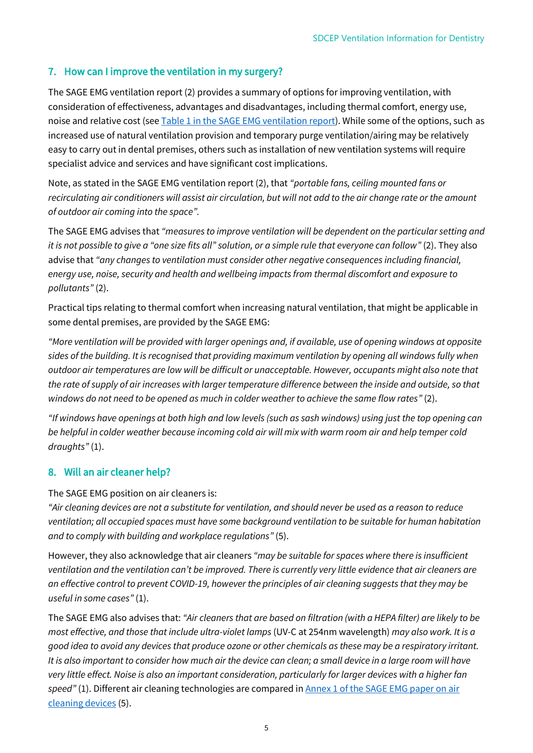## 7. How can I improve the ventilation in my surgery?

The SAGE EMG ventilation report (2) provides a summary of options for improving ventilation, with consideration of effectiveness, advantages and disadvantages, including thermal comfort, energy use, noise and relative cost (see [Table 1 in the SAGE EMG ventilation report]). While some of the options, such as increased use of natural ventilation provision and temporary purge ventilation/airing may be relatively easy to carry out in dental premises, others such as installation of new ventilation systems will require specialist advice and services and have significant cost implications.

Note, as stated in the SAGE EMG ventilation report (2), that *"portable fans, ceiling mounted fans or recirculating air conditioners will assist air circulation, but will not add to the air change rate or the amount of outdoor air coming into the space".*

The SAGE EMG advises that *"measures to improve ventilation will be dependent on the particular setting and it is not possible to give a "one size fits all" solution, or a simple rule that everyone can follow"* (2). They also advise that *"any changes to ventilation must consider other negative consequences including financial, energy use, noise, security and health and wellbeing impacts from thermal discomfort and exposure to pollutants"* (2).

Practical tips relating to thermal comfort when increasing natural ventilation, that might be applicable in some dental premises, are provided by the SAGE EMG:

*"More ventilation will be provided with larger openings and, if available, use of opening windows at opposite sides of the building. It is recognised that providing maximum ventilation by opening all windows fully when outdoor air temperatures are low will be difficult or unacceptable. However, occupants might also note that the rate of supply of air increases with larger temperature difference between the inside and outside, so that windows do not need to be opened as much in colder weather to achieve the same flow rates"* (2).

*"If windows have openings at both high and low levels (such as sash windows) using just the top opening can be helpful in colder weather because incoming cold air will mix with warm room air and help temper cold draughts"* (1).

## 8. Will an air cleaner help?

The SAGE EMG position on air cleaners is:
*"Air cleaning devices are not a substitute for ventilation, and should never be used as a reason to reduce ventilation; all occupied spaces must have some background ventilation to be suitable for human habitation and to comply with building and workplace regulations"* (5).

However, they also acknowledge that air cleaners *"may be suitable for spaces where there is insufficient ventilation and the ventilation can't be improved. There is currently very little evidence that air cleaners are an effective control to prevent COVID-19, however the principles of air cleaning suggests that they may be useful in some cases"* (1).

The SAGE EMG also advises that: *"Air cleaners that are based on filtration (with a HEPA filter) are likely to be most effective, and those that include ultra-violet lamps* (UV-C at 254nm wavelength) *may also work. It is a good idea to avoid any devices that produce ozone or other chemicals as these may be a respiratory irritant. It is also important to consider how much air the device can clean; a small device in a large room will have very little effect. Noise is also an important consideration, particularly for larger devices with a higher fan speed"* (1). Different air cleaning technologies are compared in [Annex 1 of the SAGE EMG paper on air cleaning devices] (5).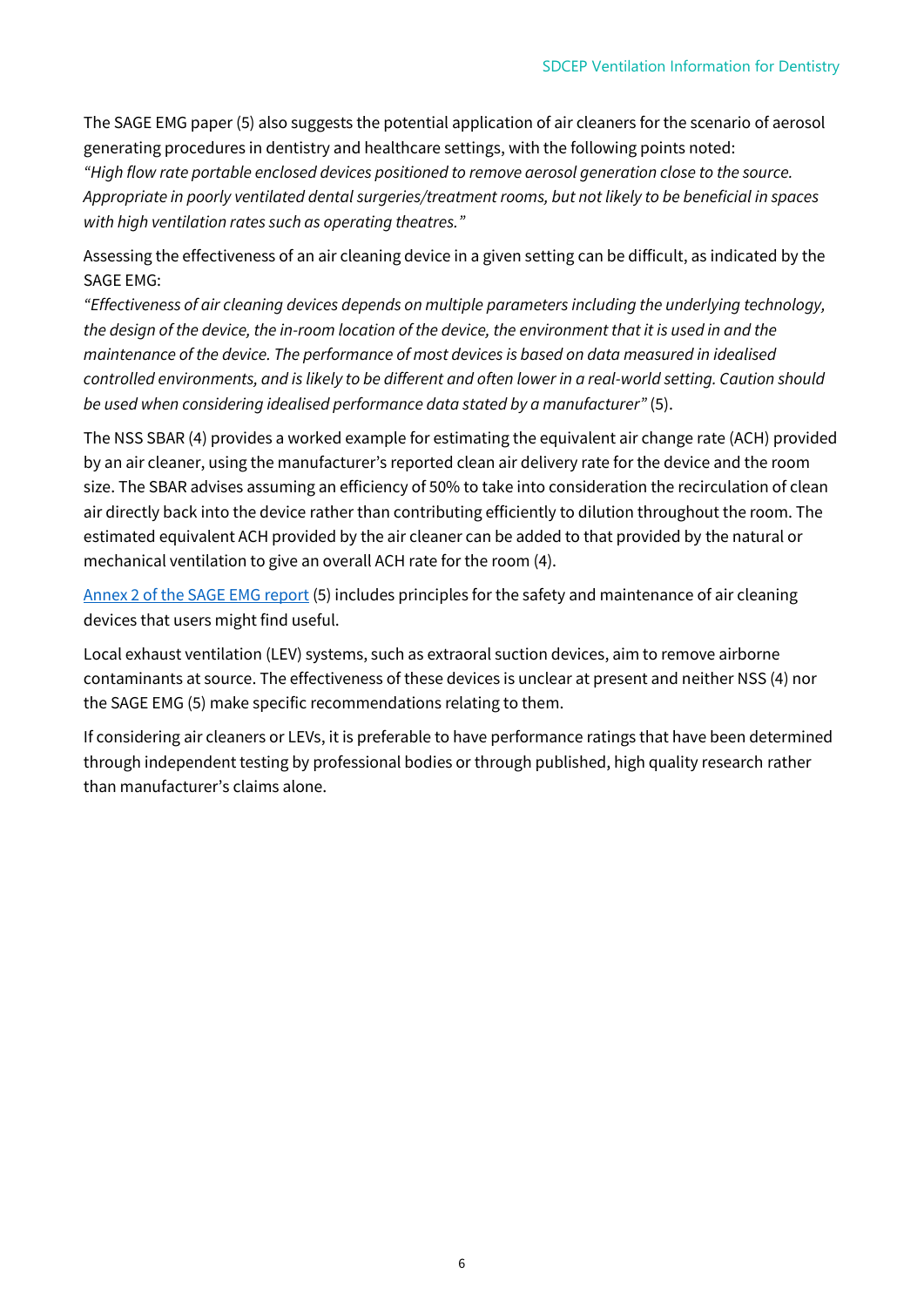The SAGE EMG paper (5) also suggests the potential application of air cleaners for the scenario of aerosol generating procedures in dentistry and healthcare settings, with the following points noted:
*"High flow rate portable enclosed devices positioned to remove aerosol generation close to the source. Appropriate in poorly ventilated dental surgeries/treatment rooms, but not likely to be beneficial in spaces with high ventilation rates such as operating theatres."*

Assessing the effectiveness of an air cleaning device in a given setting can be difficult, as indicated by the SAGE EMG:
*"Effectiveness of air cleaning devices depends on multiple parameters including the underlying technology, the design of the device, the in-room location of the device, the environment that it is used in and the maintenance of the device. The performance of most devices is based on data measured in idealised controlled environments, and is likely to be different and often lower in a real-world setting. Caution should be used when considering idealised performance data stated by a manufacturer"* (5).

The NSS SBAR (4) provides a worked example for estimating the equivalent air change rate (ACH) provided by an air cleaner, using the manufacturer's reported clean air delivery rate for the device and the room size. The SBAR advises assuming an efficiency of 50% to take into consideration the recirculation of clean air directly back into the device rather than contributing efficiently to dilution throughout the room. The estimated equivalent ACH provided by the air cleaner can be added to that provided by the natural or mechanical ventilation to give an overall ACH rate for the room (4).

Annex 2 of the SAGE EMG report (5) includes principles for the safety and maintenance of air cleaning devices that users might find useful.

Local exhaust ventilation (LEV) systems, such as extraoral suction devices, aim to remove airborne contaminants at source. The effectiveness of these devices is unclear at present and neither NSS (4) nor the SAGE EMG (5) make specific recommendations relating to them.

If considering air cleaners or LEVs, it is preferable to have performance ratings that have been determined through independent testing by professional bodies or through published, high quality research rather than manufacturer's claims alone.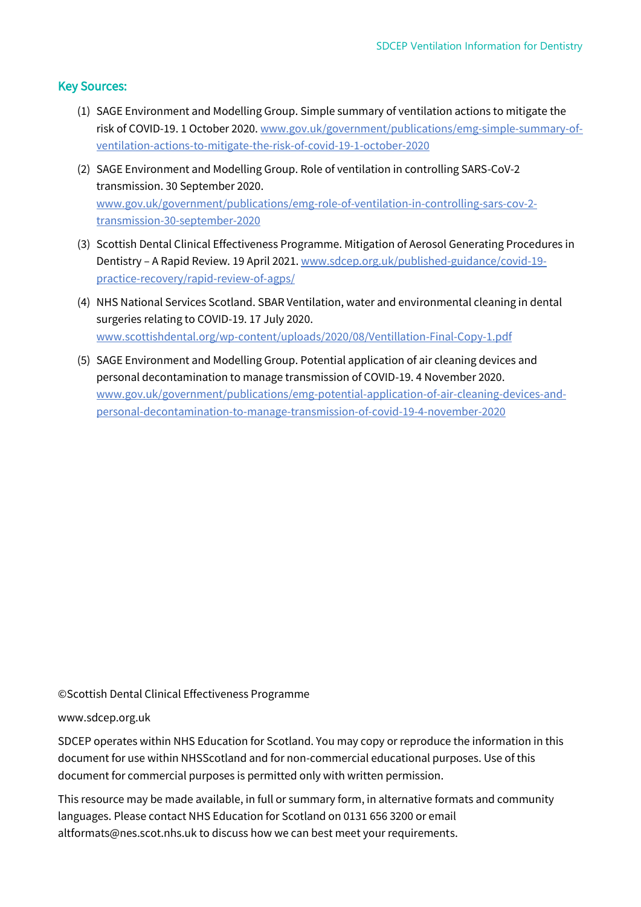## Key Sources:

(1) SAGE Environment and Modelling Group. Simple summary of ventilation actions to mitigate the risk of COVID-19. 1 October 2020. [www.gov.uk/government/publications/emg-simple-summary-of-ventilation-actions-to-mitigate-the-risk-of-covid-19-1-october-2020](www.gov.uk/government/publications/emg-simple-summary-of-ventilation-actions-to-mitigate-the-risk-of-covid-19-1-october-2020)

(2) SAGE Environment and Modelling Group. Role of ventilation in controlling SARS-CoV-2 transmission. 30 September 2020. [www.gov.uk/government/publications/emg-role-of-ventilation-in-controlling-sars-cov-2-transmission-30-september-2020](www.gov.uk/government/publications/emg-role-of-ventilation-in-controlling-sars-cov-2-transmission-30-september-2020)

(3) Scottish Dental Clinical Effectiveness Programme. Mitigation of Aerosol Generating Procedures in Dentistry – A Rapid Review. 19 April 2021. [www.sdcep.org.uk/published-guidance/covid-19-practice-recovery/rapid-review-of-agps/](www.sdcep.org.uk/published-guidance/covid-19-practice-recovery/rapid-review-of-agps/)

(4) NHS National Services Scotland. SBAR Ventilation, water and environmental cleaning in dental surgeries relating to COVID-19. 17 July 2020. [www.scottishdental.org/wp-content/uploads/2020/08/Ventillation-Final-Copy-1.pdf](www.scottishdental.org/wp-content/uploads/2020/08/Ventillation-Final-Copy-1.pdf)

(5) SAGE Environment and Modelling Group. Potential application of air cleaning devices and personal decontamination to manage transmission of COVID-19. 4 November 2020. [www.gov.uk/government/publications/emg-potential-application-of-air-cleaning-devices-and-personal-decontamination-to-manage-transmission-of-covid-19-4-november-2020](www.gov.uk/government/publications/emg-potential-application-of-air-cleaning-devices-and-personal-decontamination-to-manage-transmission-of-covid-19-4-november-2020)

©Scottish Dental Clinical Effectiveness Programme

www.sdcep.org.uk

SDCEP operates within NHS Education for Scotland. You may copy or reproduce the information in this document for use within NHSScotland and for non-commercial educational purposes. Use of this document for commercial purposes is permitted only with written permission.

This resource may be made available, in full or summary form, in alternative formats and community languages. Please contact NHS Education for Scotland on 0131 656 3200 or email altformats@nes.scot.nhs.uk to discuss how we can best meet your requirements.